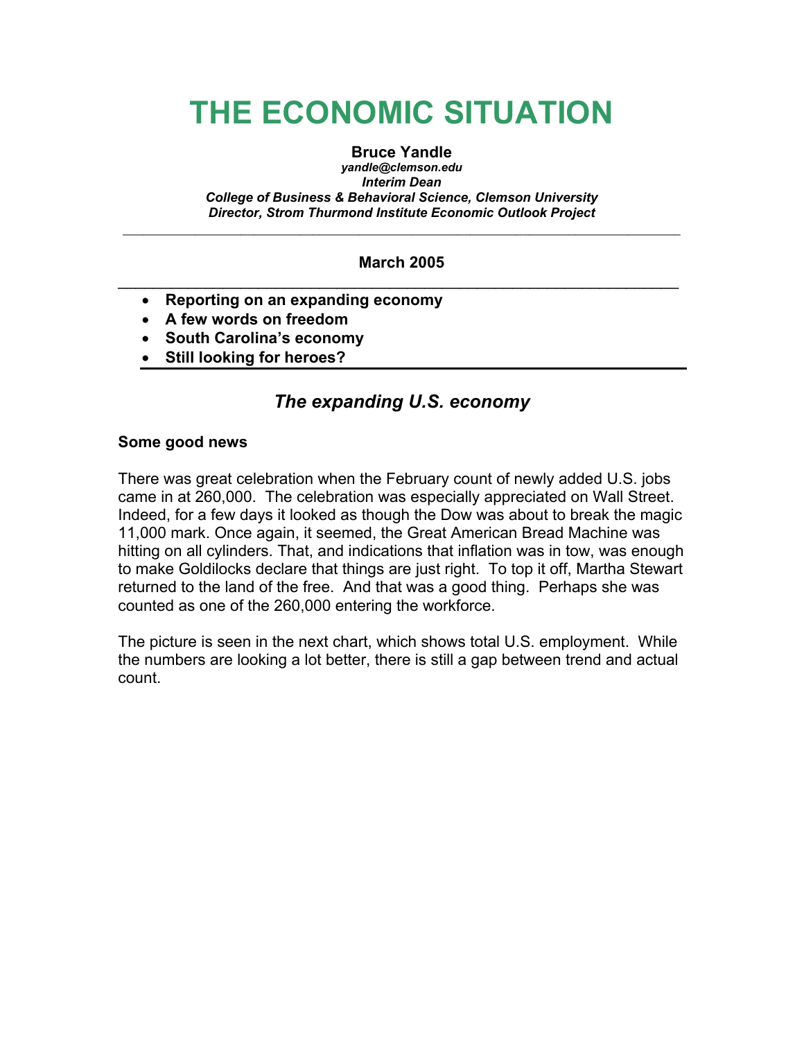# THE ECONOMIC SITUATION

**Bruce Yandle**
*yandle@clemson.edu*
*Interim Dean*
*College of Business & Behavioral Science, Clemson University*
*Director, Strom Thurmond Institute Economic Outlook Project*

---

**March 2005**

---

- **Reporting on an expanding economy**
- **A few words on freedom**
- **South Carolina's economy**
- **Still looking for heroes?**

---

## *The expanding U.S. economy*

### Some good news

There was great celebration when the February count of newly added U.S. jobs came in at 260,000. The celebration was especially appreciated on Wall Street. Indeed, for a few days it looked as though the Dow was about to break the magic 11,000 mark. Once again, it seemed, the Great American Bread Machine was hitting on all cylinders. That, and indications that inflation was in tow, was enough to make Goldilocks declare that things are just right. To top it off, Martha Stewart returned to the land of the free. And that was a good thing. Perhaps she was counted as one of the 260,000 entering the workforce.

The picture is seen in the next chart, which shows total U.S. employment. While the numbers are looking a lot better, there is still a gap between trend and actual count.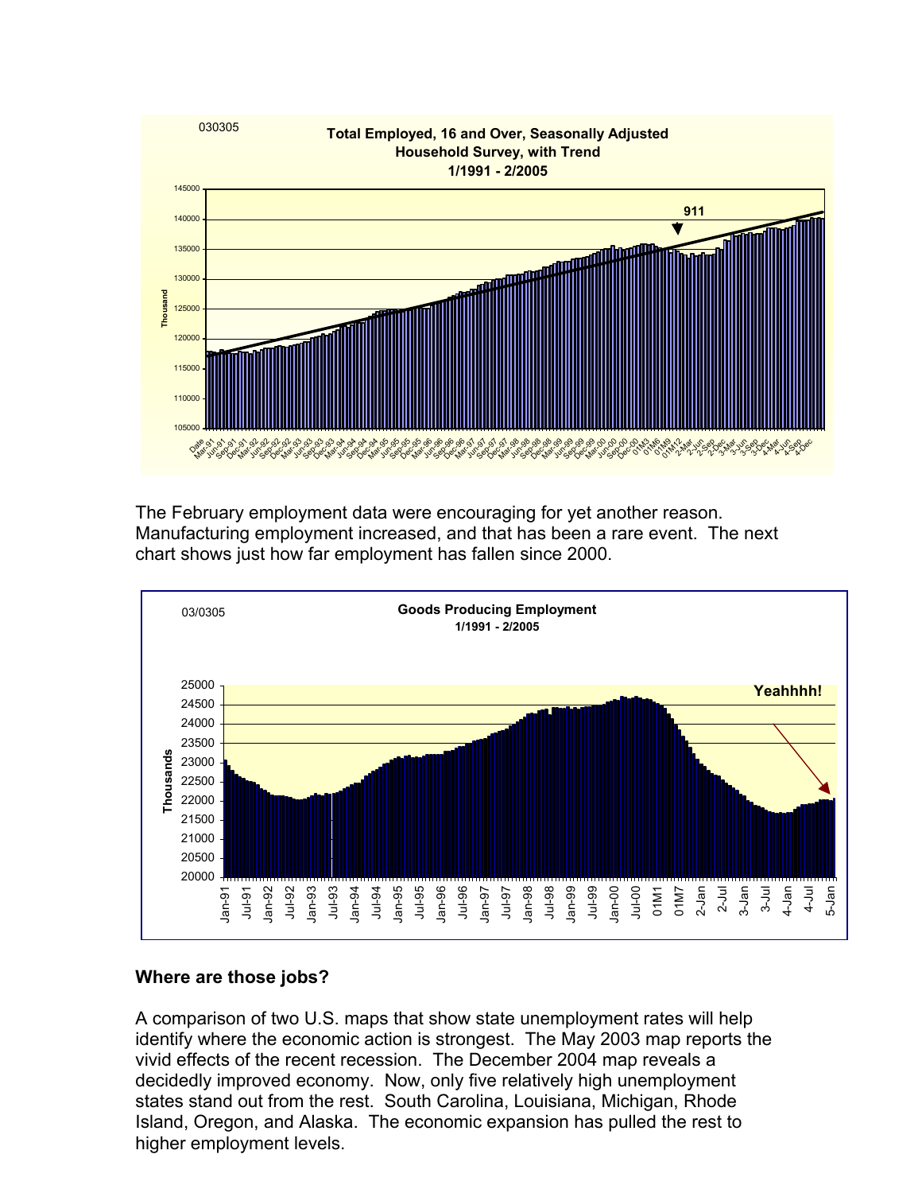The February employment data were encouraging for yet another reason. Manufacturing employment increased, and that has been a rare event. The next chart shows just how far employment has fallen since 2000.

**Where are those jobs?**

A comparison of two U.S. maps that show state unemployment rates will help identify where the economic action is strongest. The May 2003 map reports the vivid effects of the recent recession. The December 2004 map reveals a decidedly improved economy. Now, only five relatively high unemployment states stand out from the rest. South Carolina, Louisiana, Michigan, Rhode Island, Oregon, and Alaska. The economic expansion has pulled the rest to higher employment levels.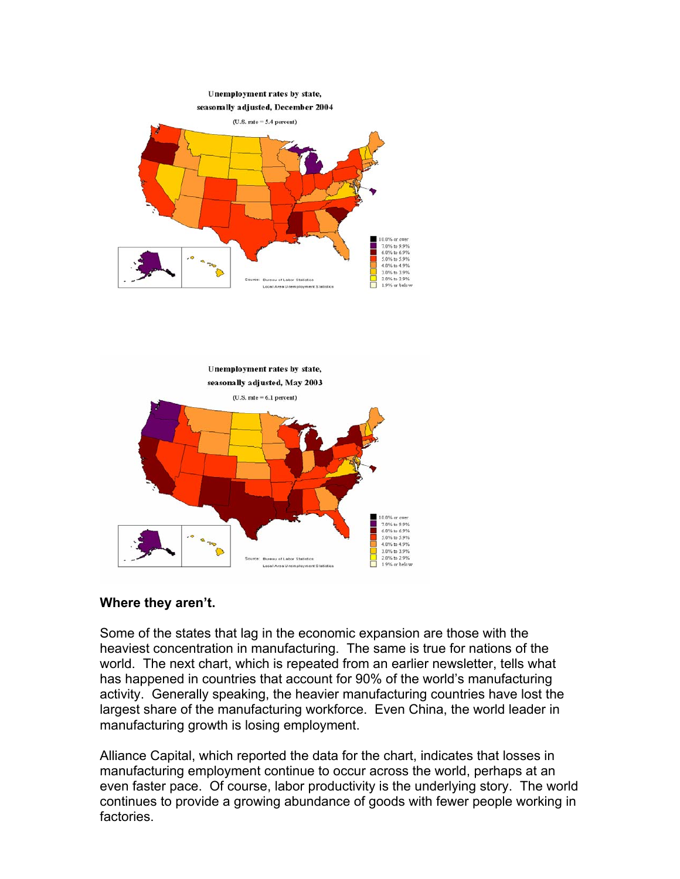Unemployment rates by state, seasonally adjusted, December 2004

(U.S. rate = 5.4 percent)

Unemployment rates by state, seasonally adjusted, May 2003

(U.S. rate = 6.1 percent)

**Where they aren't.**

Some of the states that lag in the economic expansion are those with the heaviest concentration in manufacturing. The same is true for nations of the world. The next chart, which is repeated from an earlier newsletter, tells what has happened in countries that account for 90% of the world's manufacturing activity. Generally speaking, the heavier manufacturing countries have lost the largest share of the manufacturing workforce. Even China, the world leader in manufacturing growth is losing employment.

Alliance Capital, which reported the data for the chart, indicates that losses in manufacturing employment continue to occur across the world, perhaps at an even faster pace. Of course, labor productivity is the underlying story. The world continues to provide a growing abundance of goods with fewer people working in factories.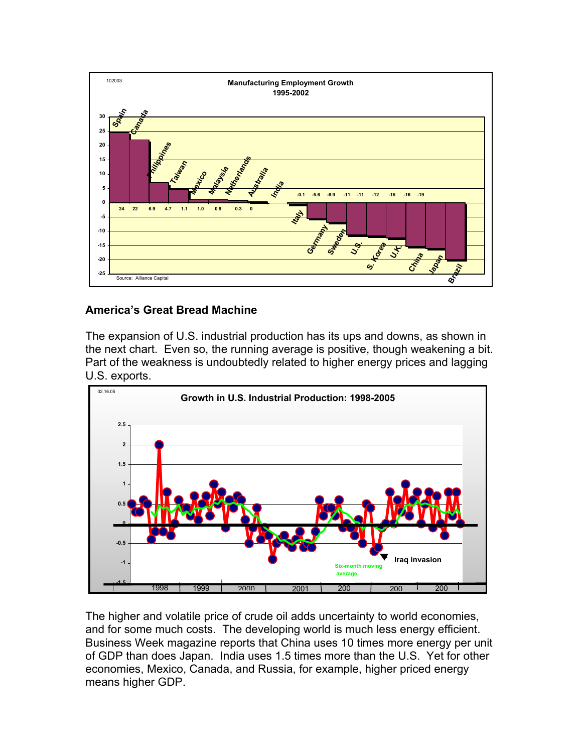102003

**Manufacturing Employment Growth 1995-2002**

| Country | Growth |
|---|---|
| Spain | 24 |
| Canada | 22 |
| Philippines | 6.9 |
| Taiwan | 4.7 |
| Mexico | 1.1 |
| Malaysia | 1.0 |
| Netherlands | 0.9 |
| Australia | 0.3 |
| India | 0 |
| Italy | -0.1 |
| Germany | -5.6 |
| Sweden | -6.9 |
| U.S. | -11 |
| S. Korea | -11 |
| U.K. | -12 |
| China | -15 |
| Japan | -16 |
| Brazil | -19 |

Source: Alliance Capital

## America's Great Bread Machine

The expansion of U.S. industrial production has its ups and downs, as shown in the next chart. Even so, the running average is positive, though weakening a bit. Part of the weakness is undoubtedly related to higher energy prices and lagging U.S. exports.

02.16.05

**Growth in U.S. Industrial Production: 1998-2005**

Six-month moving average.

Iraq invasion

The higher and volatile price of crude oil adds uncertainty to world economies, and for some much costs. The developing world is much less energy efficient. Business Week magazine reports that China uses 10 times more energy per unit of GDP than does Japan. India uses 1.5 times more than the U.S. Yet for other economies, Mexico, Canada, and Russia, for example, higher priced energy means higher GDP.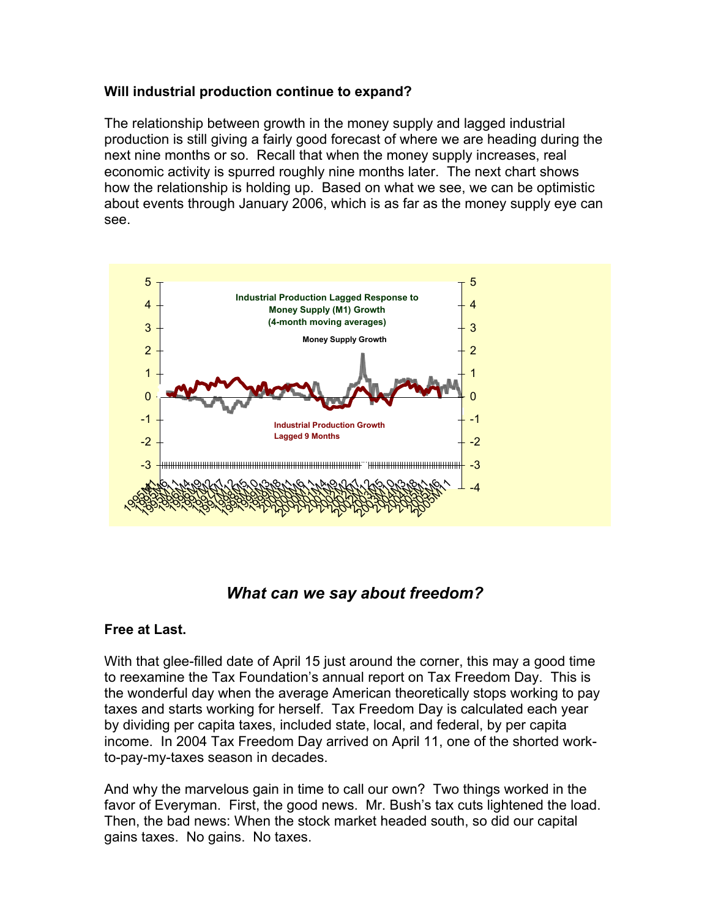**Will industrial production continue to expand?**

The relationship between growth in the money supply and lagged industrial production is still giving a fairly good forecast of where we are heading during the next nine months or so. Recall that when the money supply increases, real economic activity is spurred roughly nine months later. The next chart shows how the relationship is holding up. Based on what we see, we can be optimistic about events through January 2006, which is as far as the money supply eye can see.

Industrial Production Lagged Response to Money Supply (M1) Growth (4-month moving averages)

Money Supply Growth

Industrial Production Growth Lagged 9 Months

## *What can we say about freedom?*

**Free at Last.**

With that glee-filled date of April 15 just around the corner, this may a good time to reexamine the Tax Foundation's annual report on Tax Freedom Day. This is the wonderful day when the average American theoretically stops working to pay taxes and starts working for herself. Tax Freedom Day is calculated each year by dividing per capita taxes, included state, local, and federal, by per capita income. In 2004 Tax Freedom Day arrived on April 11, one of the shorted work-to-pay-my-taxes season in decades.

And why the marvelous gain in time to call our own? Two things worked in the favor of Everyman. First, the good news. Mr. Bush's tax cuts lightened the load. Then, the bad news: When the stock market headed south, so did our capital gains taxes. No gains. No taxes.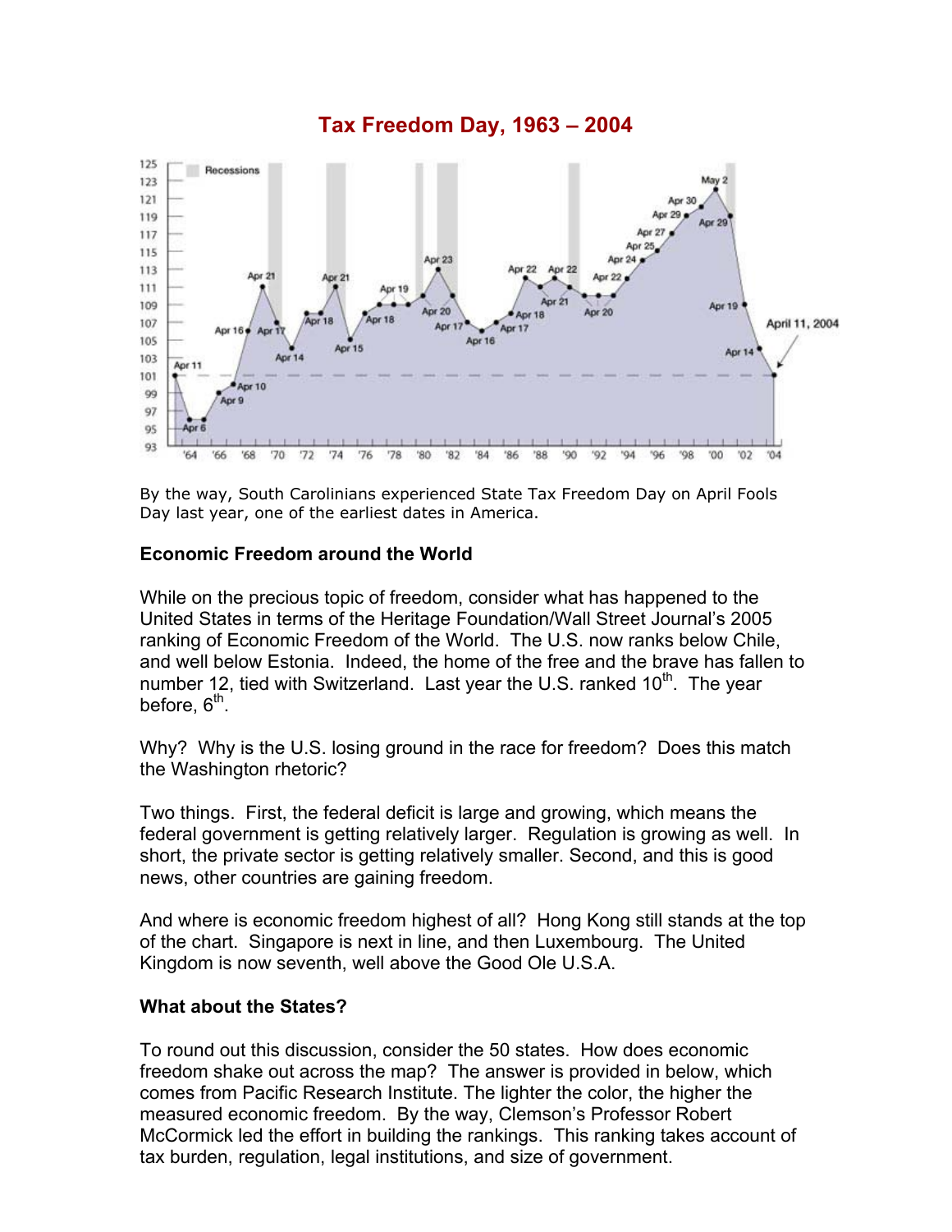## Tax Freedom Day, 1963 – 2004

By the way, South Carolinians experienced State Tax Freedom Day on April Fools Day last year, one of the earliest dates in America.

**Economic Freedom around the World**

While on the precious topic of freedom, consider what has happened to the United States in terms of the Heritage Foundation/Wall Street Journal's 2005 ranking of Economic Freedom of the World. The U.S. now ranks below Chile, and well below Estonia. Indeed, the home of the free and the brave has fallen to number 12, tied with Switzerland. Last year the U.S. ranked 10th. The year before, 6th.

Why? Why is the U.S. losing ground in the race for freedom? Does this match the Washington rhetoric?

Two things. First, the federal deficit is large and growing, which means the federal government is getting relatively larger. Regulation is growing as well. In short, the private sector is getting relatively smaller. Second, and this is good news, other countries are gaining freedom.

And where is economic freedom highest of all? Hong Kong still stands at the top of the chart. Singapore is next in line, and then Luxembourg. The United Kingdom is now seventh, well above the Good Ole U.S.A.

**What about the States?**

To round out this discussion, consider the 50 states. How does economic freedom shake out across the map? The answer is provided in below, which comes from Pacific Research Institute. The lighter the color, the higher the measured economic freedom. By the way, Clemson's Professor Robert McCormick led the effort in building the rankings. This ranking takes account of tax burden, regulation, legal institutions, and size of government.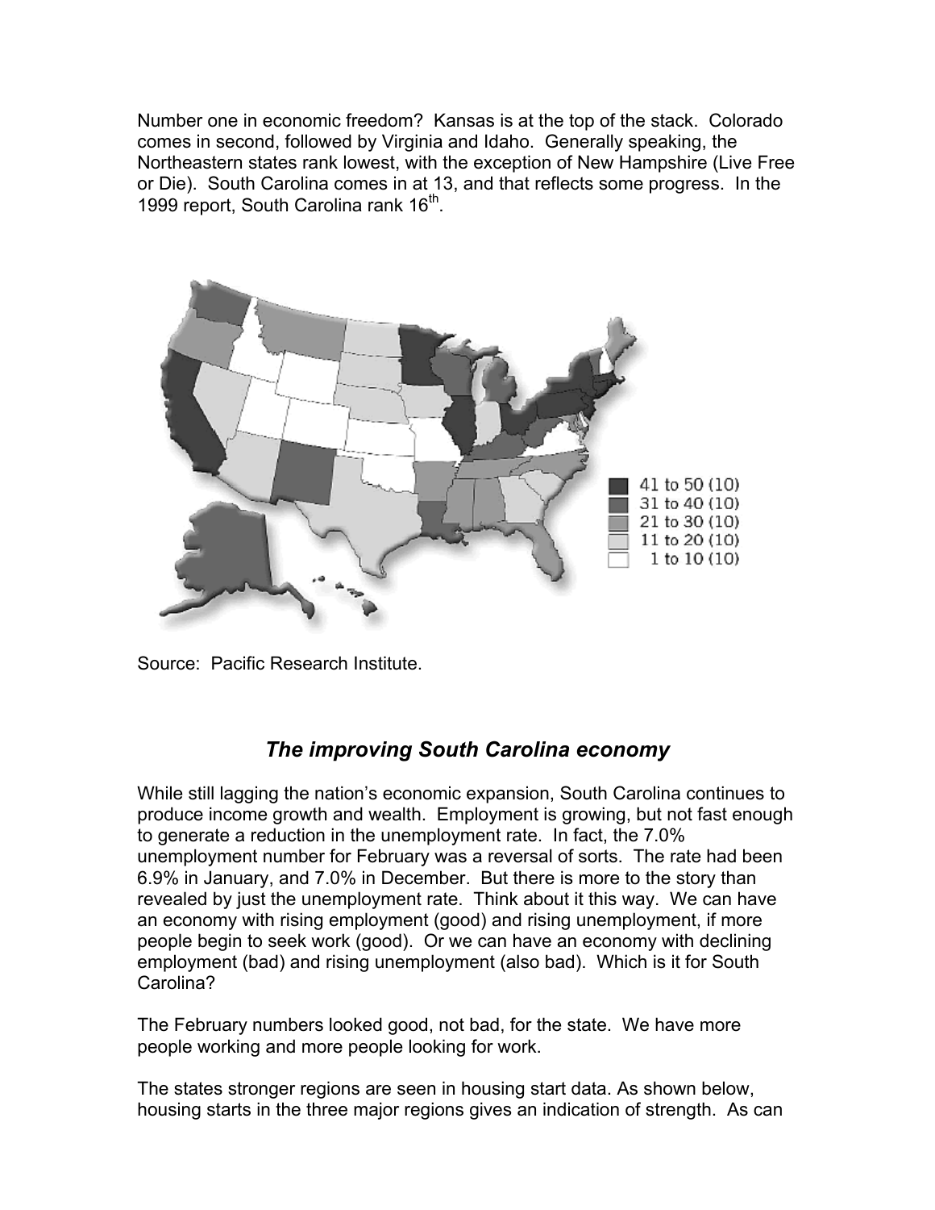Number one in economic freedom? Kansas is at the top of the stack. Colorado comes in second, followed by Virginia and Idaho. Generally speaking, the Northeastern states rank lowest, with the exception of New Hampshire (Live Free or Die). South Carolina comes in at 13, and that reflects some progress. In the 1999 report, South Carolina rank 16th.

41 to 50 (10)
31 to 40 (10)
21 to 30 (10)
11 to 20 (10)
1 to 10 (10)

Source: Pacific Research Institute.

## *The improving South Carolina economy*

While still lagging the nation's economic expansion, South Carolina continues to produce income growth and wealth. Employment is growing, but not fast enough to generate a reduction in the unemployment rate. In fact, the 7.0% unemployment number for February was a reversal of sorts. The rate had been 6.9% in January, and 7.0% in December. But there is more to the story than revealed by just the unemployment rate. Think about it this way. We can have an economy with rising employment (good) and rising unemployment, if more people begin to seek work (good). Or we can have an economy with declining employment (bad) and rising unemployment (also bad). Which is it for South Carolina?

The February numbers looked good, not bad, for the state. We have more people working and more people looking for work.

The states stronger regions are seen in housing start data. As shown below, housing starts in the three major regions gives an indication of strength. As can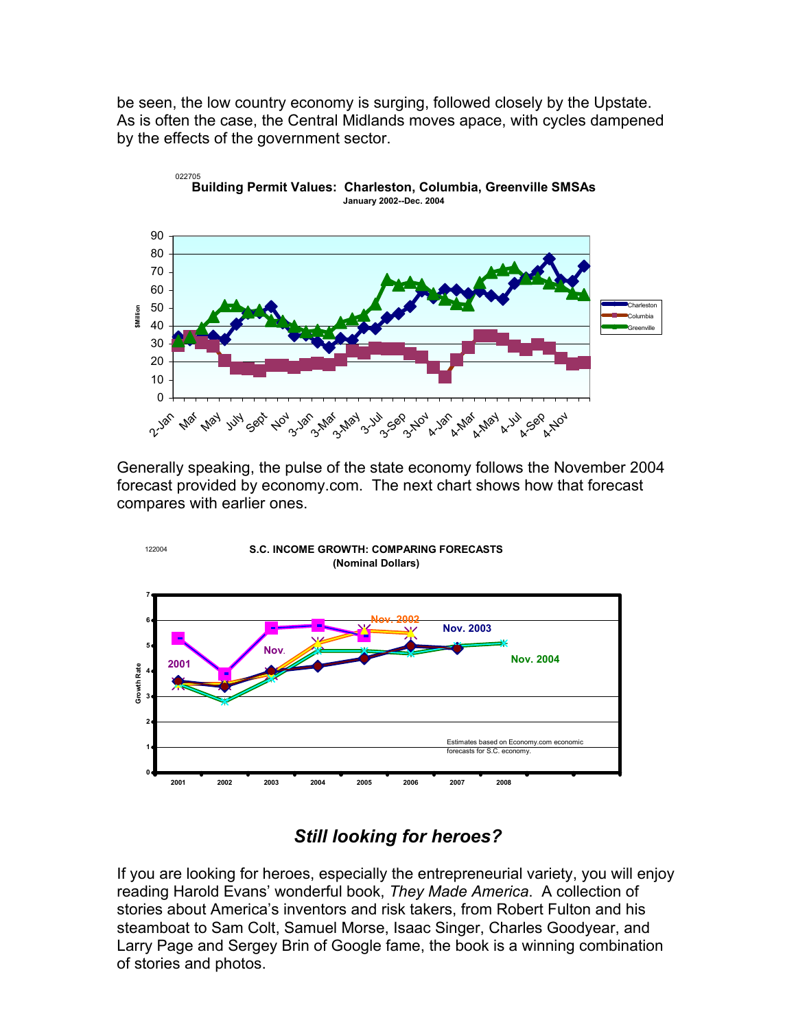be seen, the low country economy is surging, followed closely by the Upstate. As is often the case, the Central Midlands moves apace, with cycles dampened by the effects of the government sector.

022705

**Building Permit Values: Charleston, Columbia, Greenville SMSAs**

**January 2002--Dec. 2004**

Generally speaking, the pulse of the state economy follows the November 2004 forecast provided by economy.com. The next chart shows how that forecast compares with earlier ones.

122004

**S.C. INCOME GROWTH: COMPARING FORECASTS**

**(Nominal Dollars)**

## *Still looking for heroes?*

If you are looking for heroes, especially the entrepreneurial variety, you will enjoy reading Harold Evans' wonderful book, *They Made America*. A collection of stories about America's inventors and risk takers, from Robert Fulton and his steamboat to Sam Colt, Samuel Morse, Isaac Singer, Charles Goodyear, and Larry Page and Sergey Brin of Google fame, the book is a winning combination of stories and photos.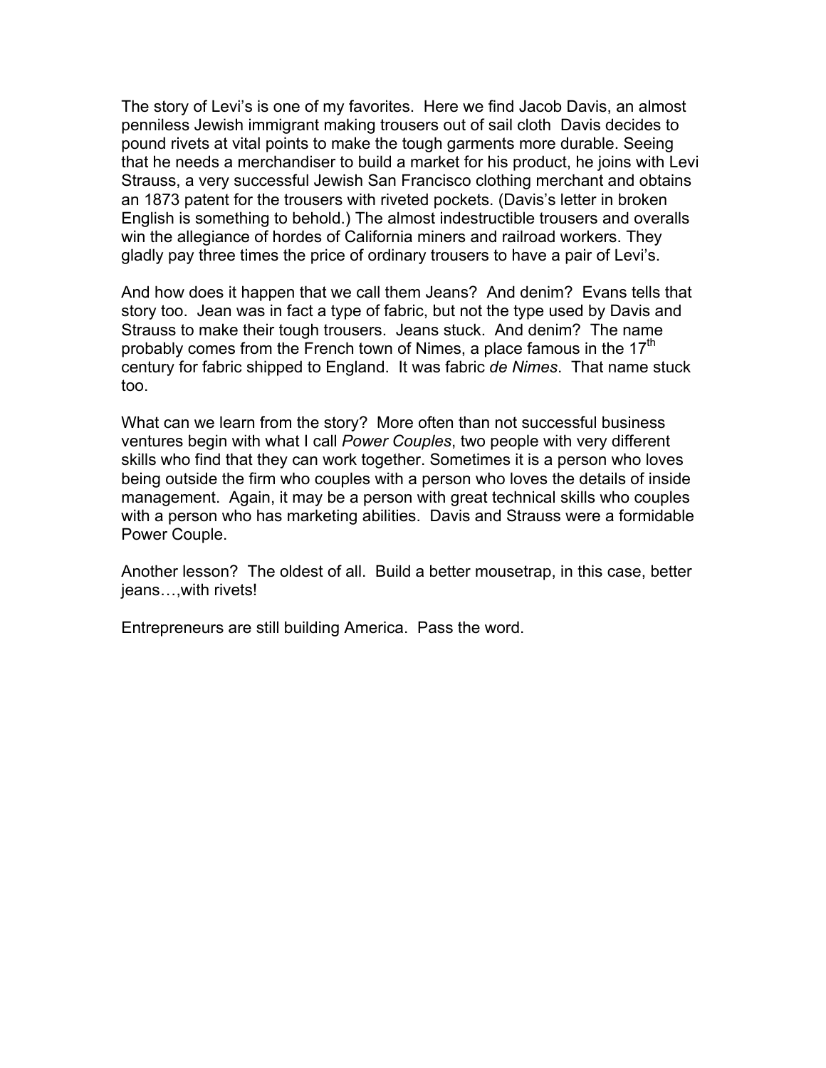The story of Levi's is one of my favorites. Here we find Jacob Davis, an almost penniless Jewish immigrant making trousers out of sail cloth Davis decides to pound rivets at vital points to make the tough garments more durable. Seeing that he needs a merchandiser to build a market for his product, he joins with Levi Strauss, a very successful Jewish San Francisco clothing merchant and obtains an 1873 patent for the trousers with riveted pockets. (Davis's letter in broken English is something to behold.) The almost indestructible trousers and overalls win the allegiance of hordes of California miners and railroad workers. They gladly pay three times the price of ordinary trousers to have a pair of Levi's.

And how does it happen that we call them Jeans? And denim? Evans tells that story too. Jean was in fact a type of fabric, but not the type used by Davis and Strauss to make their tough trousers. Jeans stuck. And denim? The name probably comes from the French town of Nimes, a place famous in the 17th century for fabric shipped to England. It was fabric *de Nimes*. That name stuck too.

What can we learn from the story? More often than not successful business ventures begin with what I call *Power Couples*, two people with very different skills who find that they can work together. Sometimes it is a person who loves being outside the firm who couples with a person who loves the details of inside management. Again, it may be a person with great technical skills who couples with a person who has marketing abilities. Davis and Strauss were a formidable Power Couple.

Another lesson? The oldest of all. Build a better mousetrap, in this case, better jeans…,with rivets!

Entrepreneurs are still building America. Pass the word.